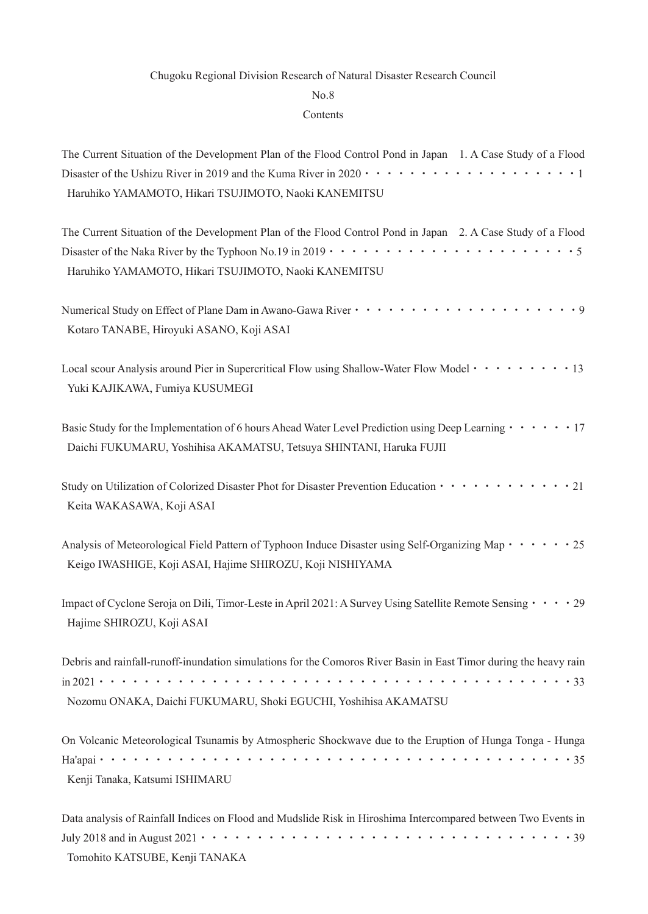Chugoku Regional Division Research of Natural Disaster Research Council

No.8

Contents

The Current Situation of the Development Plan of the Flood Control Pond in Japan　1. A Case Study of a Flood Disaster of the Ushizu River in 2019 and the Kuma River in 2020 ・・・・・・・・・・・・・・・・・・・・ 1
Haruhiko YAMAMOTO, Hikari TSUJIMOTO, Naoki KANEMITSU

The Current Situation of the Development Plan of the Flood Control Pond in Japan　2. A Case Study of a Flood Disaster of the Naka River by the Typhoon No.19 in 2019 ・・・・・・・・・・・・・・・・・・・・・・・ 5
Haruhiko YAMAMOTO, Hikari TSUJIMOTO, Naoki KANEMITSU

Numerical Study on Effect of Plane Dam in Awano-Gawa River ・・・・・・・・・・・・・・・・・・・・・ 9
Kotaro TANABE, Hiroyuki ASANO, Koji ASAI

Local scour Analysis around Pier in Supercritical Flow using Shallow-Water Flow Model ・・・・・・・・・ 13
Yuki KAJIKAWA, Fumiya KUSUMEGI

Basic Study for the Implementation of 6 hours Ahead Water Level Prediction using Deep Learning ・・・・・・ 17
Daichi FUKUMARU, Yoshihisa AKAMATSU, Tetsuya SHINTANI, Haruka FUJII

Study on Utilization of Colorized Disaster Phot for Disaster Prevention Education ・・・・・・・・・・・・ 21
Keita WAKASAWA, Koji ASAI

Analysis of Meteorological Field Pattern of Typhoon Induce Disaster using Self-Organizing Map ・・・・・・ 25
Keigo IWASHIGE, Koji ASAI, Hajime SHIROZU, Koji NISHIYAMA

Impact of Cyclone Seroja on Dili, Timor-Leste in April 2021: A Survey Using Satellite Remote Sensing ・・・・ 29
Hajime SHIROZU, Koji ASAI

Debris and rainfall-runoff-inundation simulations for the Comoros River Basin in East Timor during the heavy rain in 2021 ・・・・・・・・・・・・・・・・・・・・・・・・・・・・・・・・・・・・・・・・・・・ 33
Nozomu ONAKA, Daichi FUKUMARU, Shoki EGUCHI, Yoshihisa AKAMATSU

On Volcanic Meteorological Tsunamis by Atmospheric Shockwave due to the Eruption of Hunga Tonga - Hunga Ha'apai ・・・・・・・・・・・・・・・・・・・・・・・・・・・・・・・・・・・・・・・・・・・ 35
Kenji Tanaka, Katsumi ISHIMARU

Data analysis of Rainfall Indices on Flood and Mudslide Risk in Hiroshima Intercompared between Two Events in July 2018 and in August 2021 ・・・・・・・・・・・・・・・・・・・・・・・・・・・・・・・・・・ 39
Tomohito KATSUBE, Kenji TANAKA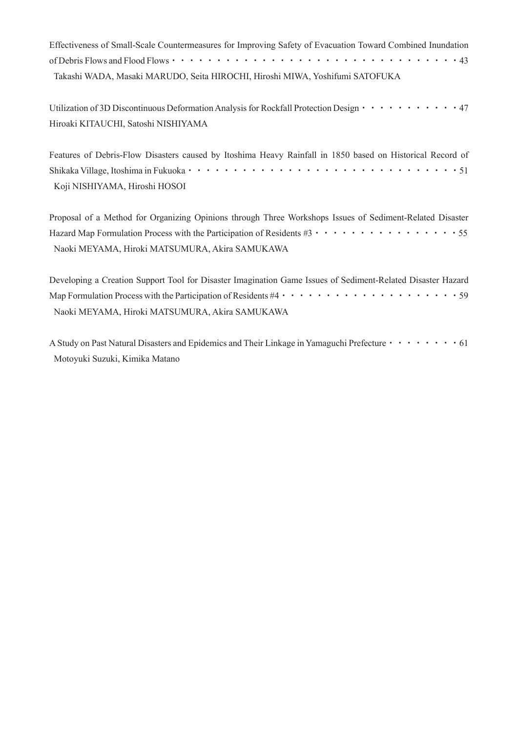Effectiveness of Small-Scale Countermeasures for Improving Safety of Evacuation Toward Combined Inundation of Debris Flows and Flood Flows・・・・・・・・・・・・・・・・・・・・・・・・・・・・・・・・43
Takashi WADA, Masaki MARUDO, Seita HIROCHI, Hiroshi MIWA, Yoshifumi SATOFUKA

Utilization of 3D Discontinuous Deformation Analysis for Rockfall Protection Design・・・・・・・・・・・47
Hiroaki KITAUCHI, Satoshi NISHIYAMA

Features of Debris-Flow Disasters caused by Itoshima Heavy Rainfall in 1850 based on Historical Record of Shikaka Village, Itoshima in Fukuoka・・・・・・・・・・・・・・・・・・・・・・・・・・・・・・・51
Koji NISHIYAMA, Hiroshi HOSOI

Proposal of a Method for Organizing Opinions through Three Workshops Issues of Sediment-Related Disaster Hazard Map Formulation Process with the Participation of Residents #3・・・・・・・・・・・・・・・・・55
Naoki MEYAMA, Hiroki MATSUMURA, Akira SAMUKAWA

Developing a Creation Support Tool for Disaster Imagination Game Issues of Sediment-Related Disaster Hazard Map Formulation Process with the Participation of Residents #4・・・・・・・・・・・・・・・・・・・・59
Naoki MEYAMA, Hiroki MATSUMURA, Akira SAMUKAWA

A Study on Past Natural Disasters and Epidemics and Their Linkage in Yamaguchi Prefecture・・・・・・・・61
Motoyuki Suzuki, Kimika Matano